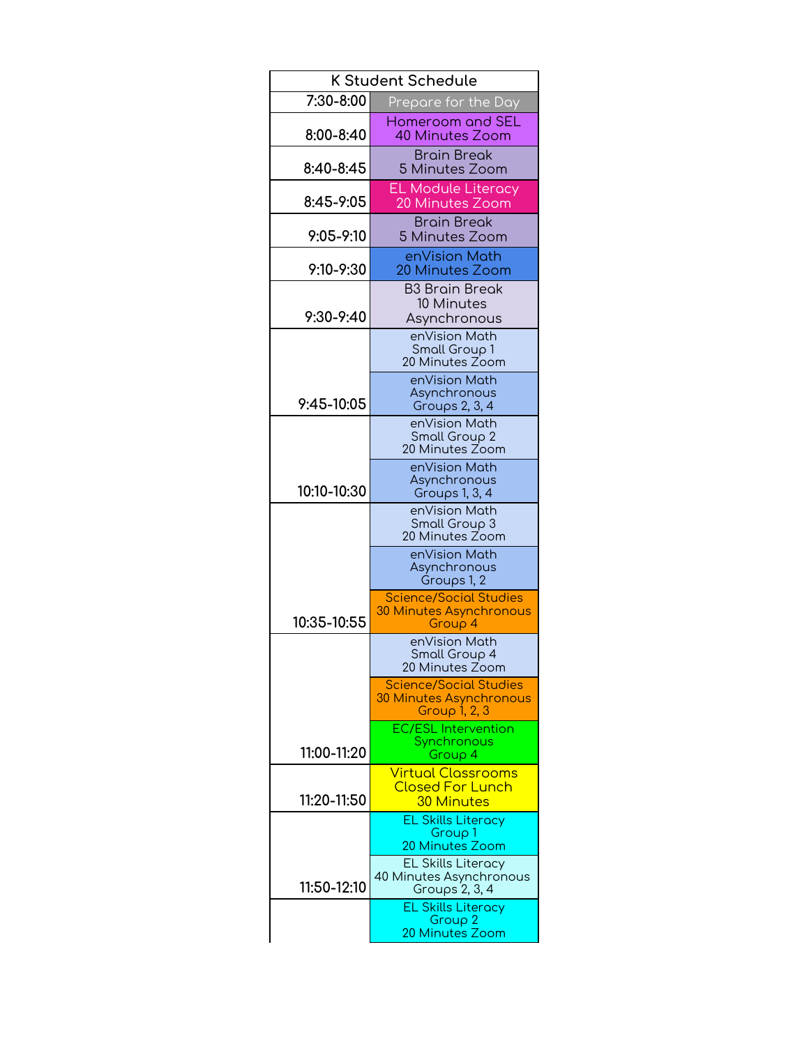| K Student Schedule | |
|---|---|
| 7:30-8:00 | Prepare for the Day |
| 8:00-8:40 | Homeroom and SEL 40 Minutes Zoom |
| 8:40-8:45 | Brain Break 5 Minutes Zoom |
| 8:45-9:05 | EL Module Literacy 20 Minutes Zoom |
| 9:05-9:10 | Brain Break 5 Minutes Zoom |
| 9:10-9:30 | enVision Math 20 Minutes Zoom |
| 9:30-9:40 | B3 Brain Break 10 Minutes Asynchronous |
| 9:45-10:05 | enVision Math Small Group 1 20 Minutes Zoom |
| | enVision Math Asynchronous Groups 2, 3, 4 |
| 10:10-10:30 | enVision Math Small Group 2 20 Minutes Zoom |
| | enVision Math Asynchronous Groups 1, 3, 4 |
| 10:35-10:55 | enVision Math Small Group 3 20 Minutes Zoom |
| | enVision Math Asynchronous Groups 1, 2 |
| | Science/Social Studies 30 Minutes Asynchronous Group 4 |
| 11:00-11:20 | enVision Math Small Group 4 20 Minutes Zoom |
| | Science/Social Studies 30 Minutes Asynchronous Group 1, 2, 3 |
| | EC/ESL Intervention Synchronous Group 4 |
| 11:20-11:50 | Virtual Classrooms Closed For Lunch 30 Minutes |
| 11:50-12:10 | EL Skills Literacy Group 1 20 Minutes Zoom |
| | EL Skills Literacy 40 Minutes Asynchronous Groups 2, 3, 4 |
| | EL Skills Literacy Group 2 20 Minutes Zoom |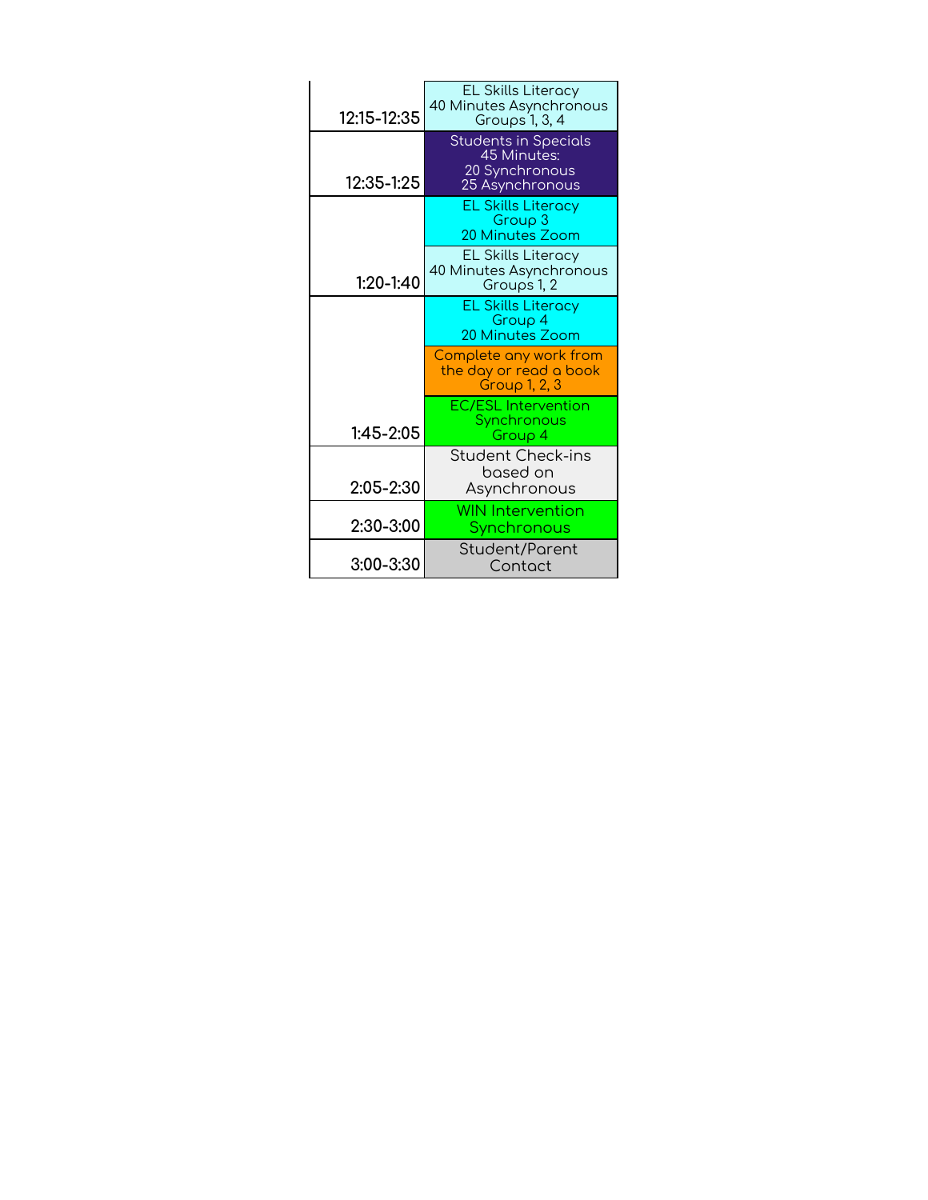| | |
|---|---|
| 12:15-12:35 | EL Skills Literacy<br>40 Minutes Asynchronous<br>Groups 1, 3, 4 |
| 12:35-1:25 | Students in Specials<br>45 Minutes:<br>20 Synchronous<br>25 Asynchronous |
| 1:20-1:40 | EL Skills Literacy<br>Group 3<br>20 Minutes Zoom |
| | EL Skills Literacy<br>40 Minutes Asynchronous<br>Groups 1, 2 |
| 1:45-2:05 | EL Skills Literacy<br>Group 4<br>20 Minutes Zoom |
| | Complete any work from the day or read a book<br>Group 1, 2, 3 |
| | EC/ESL Intervention<br>Synchronous<br>Group 4 |
| 2:05-2:30 | Student Check-ins based on Asynchronous |
| 2:30-3:00 | WIN Intervention<br>Synchronous |
| 3:00-3:30 | Student/Parent Contact |